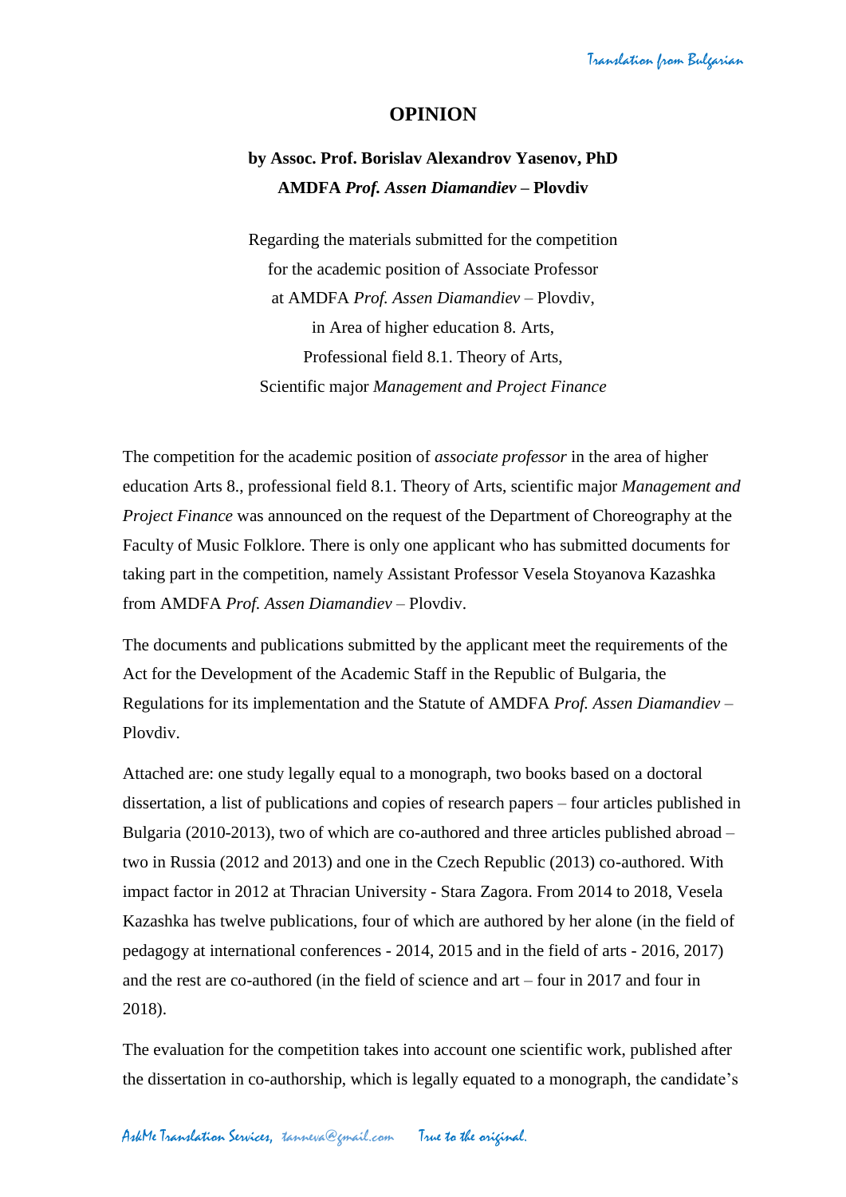# OPINION

**by Assoc. Prof. Borislav Alexandrov Yasenov, PhD**
**AMDFA *Prof. Assen Diamandiev* – Plovdiv**

Regarding the materials submitted for the competition
for the academic position of Associate Professor
at AMDFA *Prof. Assen Diamandiev* – Plovdiv,
in Area of higher education 8. Arts,
Professional field 8.1. Theory of Arts,
Scientific major *Management and Project Finance*

The competition for the academic position of *associate professor* in the area of higher education Arts 8., professional field 8.1. Theory of Arts, scientific major *Management and Project Finance* was announced on the request of the Department of Choreography at the Faculty of Music Folklore. There is only one applicant who has submitted documents for taking part in the competition, namely Assistant Professor Vesela Stoyanova Kazashka from AMDFA *Prof. Assen Diamandiev* – Plovdiv.

The documents and publications submitted by the applicant meet the requirements of the Act for the Development of the Academic Staff in the Republic of Bulgaria, the Regulations for its implementation and the Statute of AMDFA *Prof. Assen Diamandiev* – Plovdiv.

Attached are: one study legally equal to a monograph, two books based on a doctoral dissertation, a list of publications and copies of research papers – four articles published in Bulgaria (2010-2013), two of which are co-authored and three articles published abroad – two in Russia (2012 and 2013) and one in the Czech Republic (2013) co-authored. With impact factor in 2012 at Thracian University - Stara Zagora. From 2014 to 2018, Vesela Kazashka has twelve publications, four of which are authored by her alone (in the field of pedagogy at international conferences - 2014, 2015 and in the field of arts - 2016, 2017) and the rest are co-authored (in the field of science and art – four in 2017 and four in 2018).

The evaluation for the competition takes into account one scientific work, published after the dissertation in co-authorship, which is legally equated to a monograph, the candidate's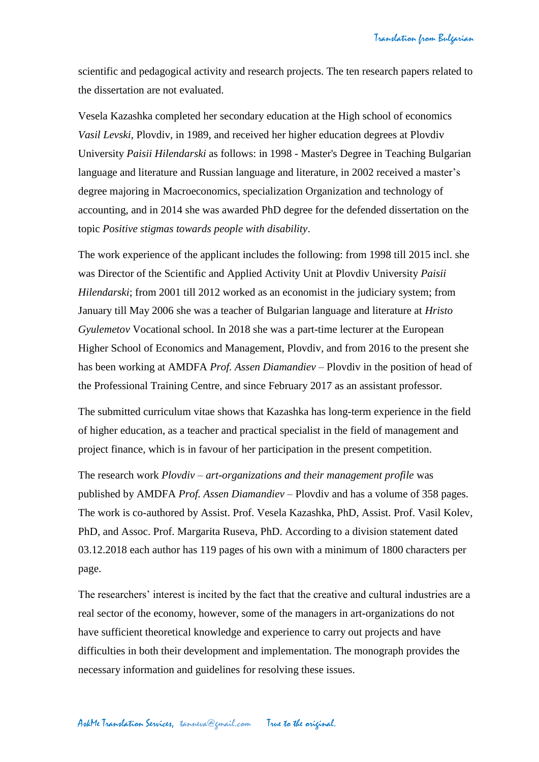scientific and pedagogical activity and research projects. The ten research papers related to the dissertation are not evaluated.

Vesela Kazashka completed her secondary education at the High school of economics *Vasil Levski*, Plovdiv, in 1989, and received her higher education degrees at Plovdiv University *Paisii Hilendarski* as follows: in 1998 - Master's Degree in Teaching Bulgarian language and literature and Russian language and literature, in 2002 received a master's degree majoring in Macroeconomics, specialization Organization and technology of accounting, and in 2014 she was awarded PhD degree for the defended dissertation on the topic *Positive stigmas towards people with disability*.

The work experience of the applicant includes the following: from 1998 till 2015 incl. she was Director of the Scientific and Applied Activity Unit at Plovdiv University *Paisii Hilendarski*; from 2001 till 2012 worked as an economist in the judiciary system; from January till May 2006 she was a teacher of Bulgarian language and literature at *Hristo Gyulemetov* Vocational school. In 2018 she was a part-time lecturer at the European Higher School of Economics and Management, Plovdiv, and from 2016 to the present she has been working at AMDFA *Prof. Assen Diamandiev* – Plovdiv in the position of head of the Professional Training Centre, and since February 2017 as an assistant professor.

The submitted curriculum vitae shows that Kazashka has long-term experience in the field of higher education, as a teacher and practical specialist in the field of management and project finance, which is in favour of her participation in the present competition.

The research work *Plovdiv – art-organizations and their management profile* was published by AMDFA *Prof. Assen Diamandiev* – Plovdiv and has a volume of 358 pages. The work is co-authored by Assist. Prof. Vesela Kazashka, PhD, Assist. Prof. Vasil Kolev, PhD, and Assoc. Prof. Margarita Ruseva, PhD. According to a division statement dated 03.12.2018 each author has 119 pages of his own with a minimum of 1800 characters per page.

The researchers' interest is incited by the fact that the creative and cultural industries are a real sector of the economy, however, some of the managers in art-organizations do not have sufficient theoretical knowledge and experience to carry out projects and have difficulties in both their development and implementation. The monograph provides the necessary information and guidelines for resolving these issues.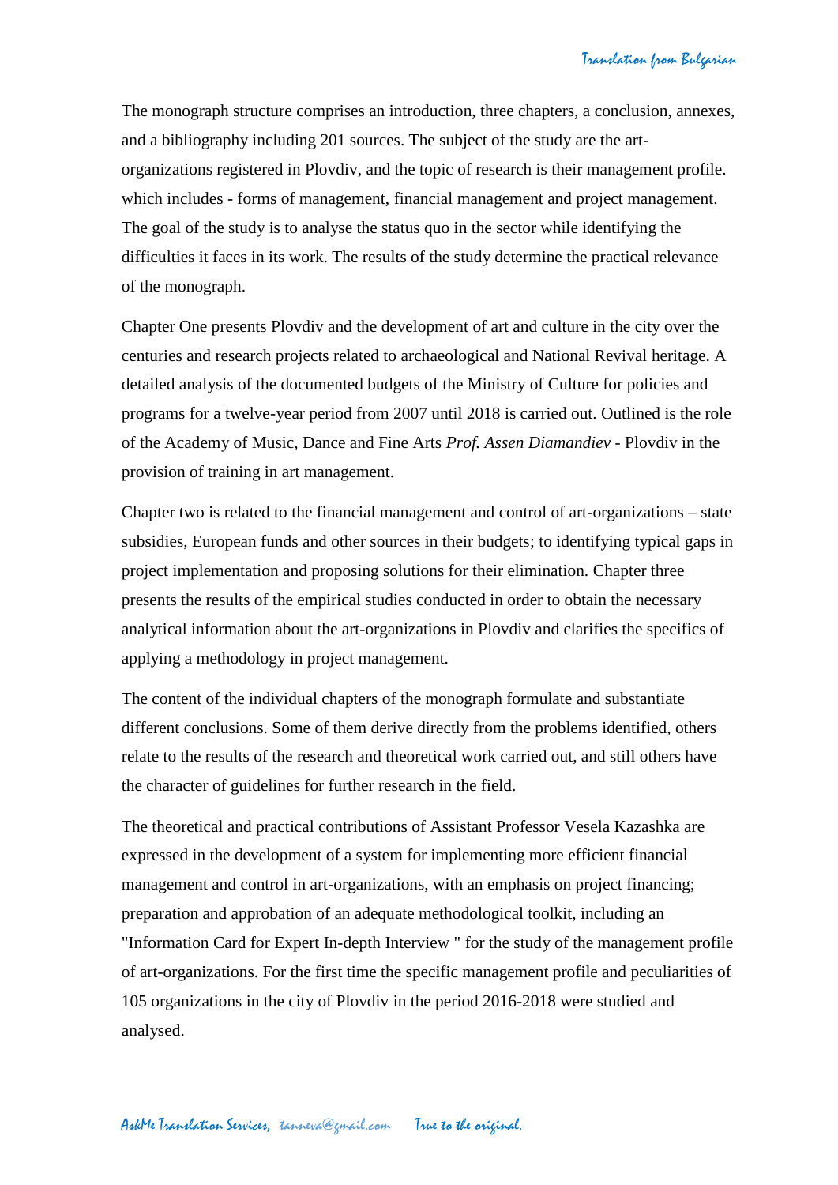The monograph structure comprises an introduction, three chapters, a conclusion, annexes, and a bibliography including 201 sources. The subject of the study are the art-organizations registered in Plovdiv, and the topic of research is their management profile. which includes - forms of management, financial management and project management. The goal of the study is to analyse the status quo in the sector while identifying the difficulties it faces in its work. The results of the study determine the practical relevance of the monograph.

Chapter One presents Plovdiv and the development of art and culture in the city over the centuries and research projects related to archaeological and National Revival heritage. A detailed analysis of the documented budgets of the Ministry of Culture for policies and programs for a twelve-year period from 2007 until 2018 is carried out. Outlined is the role of the Academy of Music, Dance and Fine Arts *Prof. Assen Diamandiev* - Plovdiv in the provision of training in art management.

Chapter two is related to the financial management and control of art-organizations – state subsidies, European funds and other sources in their budgets; to identifying typical gaps in project implementation and proposing solutions for their elimination. Chapter three presents the results of the empirical studies conducted in order to obtain the necessary analytical information about the art-organizations in Plovdiv and clarifies the specifics of applying a methodology in project management.

The content of the individual chapters of the monograph formulate and substantiate different conclusions. Some of them derive directly from the problems identified, others relate to the results of the research and theoretical work carried out, and still others have the character of guidelines for further research in the field.

The theoretical and practical contributions of Assistant Professor Vesela Kazashka are expressed in the development of a system for implementing more efficient financial management and control in art-organizations, with an emphasis on project financing; preparation and approbation of an adequate methodological toolkit, including an "Information Card for Expert In-depth Interview " for the study of the management profile of art-organizations. For the first time the specific management profile and peculiarities of 105 organizations in the city of Plovdiv in the period 2016-2018 were studied and analysed.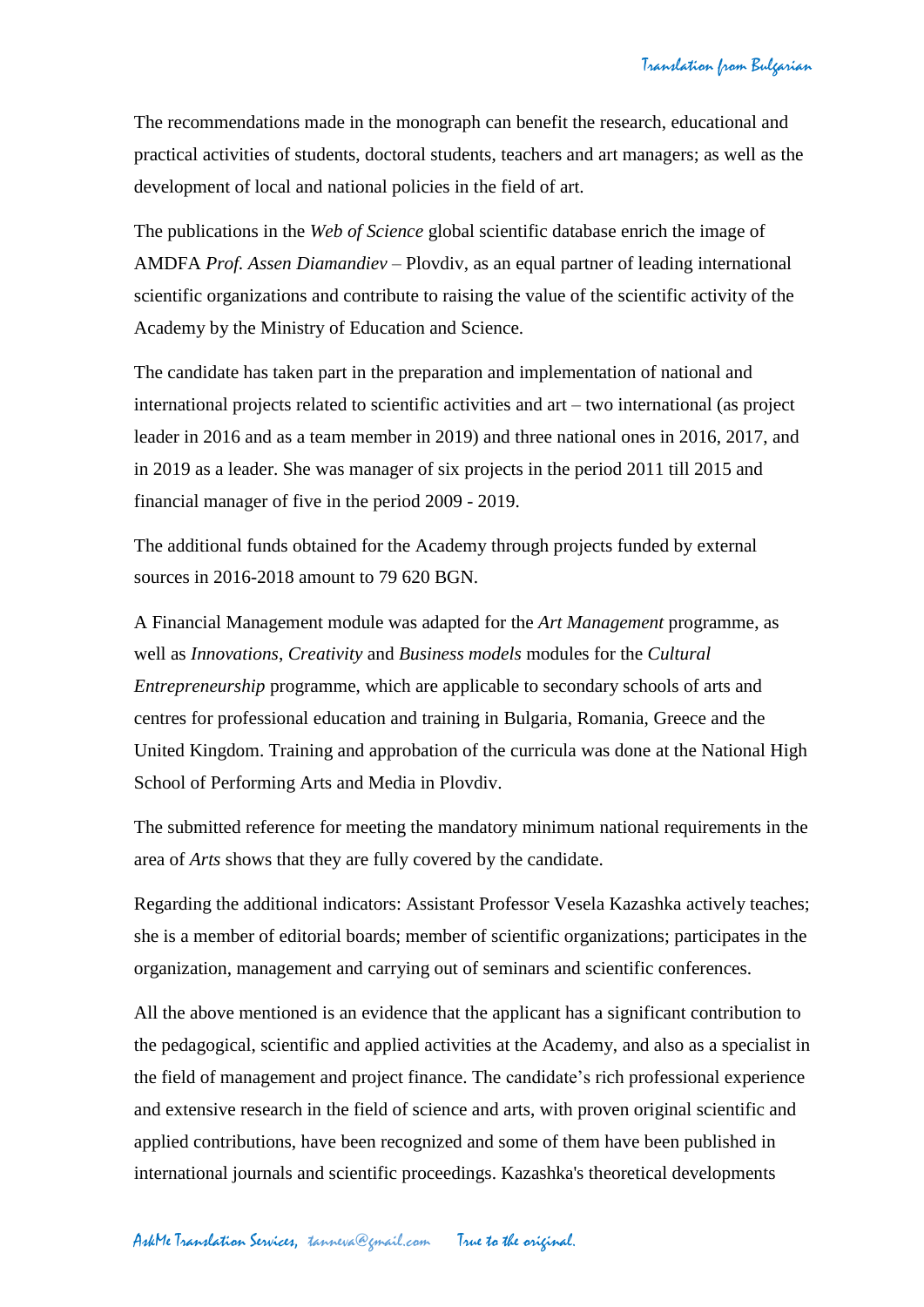The recommendations made in the monograph can benefit the research, educational and practical activities of students, doctoral students, teachers and art managers; as well as the development of local and national policies in the field of art.

The publications in the *Web of Science* global scientific database enrich the image of AMDFA *Prof. Assen Diamandiev* – Plovdiv, as an equal partner of leading international scientific organizations and contribute to raising the value of the scientific activity of the Academy by the Ministry of Education and Science.

The candidate has taken part in the preparation and implementation of national and international projects related to scientific activities and art – two international (as project leader in 2016 and as a team member in 2019) and three national ones in 2016, 2017, and in 2019 as a leader. She was manager of six projects in the period 2011 till 2015 and financial manager of five in the period 2009 - 2019.

The additional funds obtained for the Academy through projects funded by external sources in 2016-2018 amount to 79 620 BGN.

A Financial Management module was adapted for the *Art Management* programme, as well as *Innovations*, *Creativity* and *Business models* modules for the *Cultural Entrepreneurship* programme, which are applicable to secondary schools of arts and centres for professional education and training in Bulgaria, Romania, Greece and the United Kingdom. Training and approbation of the curricula was done at the National High School of Performing Arts and Media in Plovdiv.

The submitted reference for meeting the mandatory minimum national requirements in the area of *Arts* shows that they are fully covered by the candidate.

Regarding the additional indicators: Assistant Professor Vesela Kazashka actively teaches; she is a member of editorial boards; member of scientific organizations; participates in the organization, management and carrying out of seminars and scientific conferences.

All the above mentioned is an evidence that the applicant has a significant contribution to the pedagogical, scientific and applied activities at the Academy, and also as a specialist in the field of management and project finance. The candidate's rich professional experience and extensive research in the field of science and arts, with proven original scientific and applied contributions, have been recognized and some of them have been published in international journals and scientific proceedings. Kazashka's theoretical developments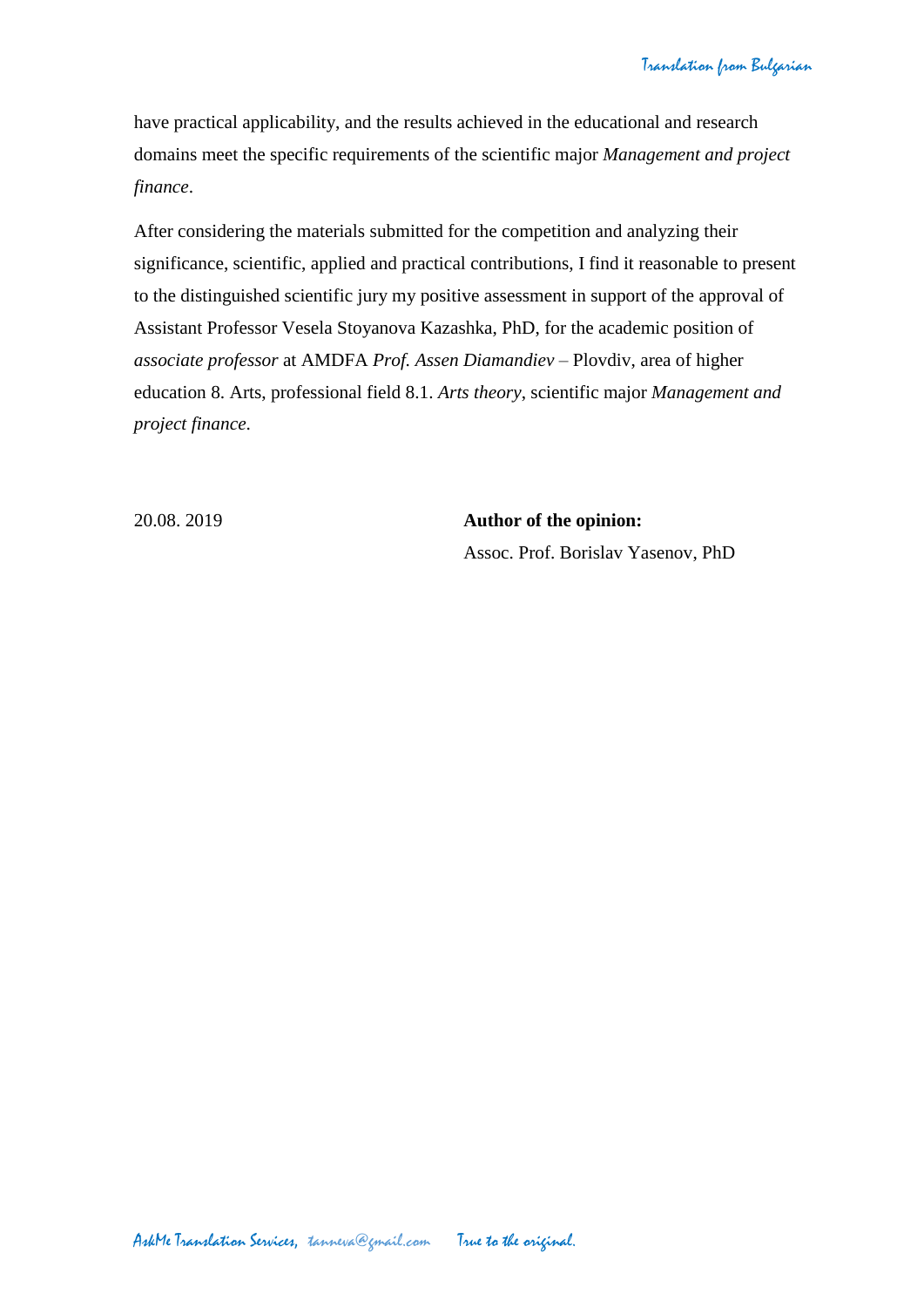have practical applicability, and the results achieved in the educational and research domains meet the specific requirements of the scientific major *Management and project finance*.

After considering the materials submitted for the competition and analyzing their significance, scientific, applied and practical contributions, I find it reasonable to present to the distinguished scientific jury my positive assessment in support of the approval of Assistant Professor Vesela Stoyanova Kazashka, PhD, for the academic position of *associate professor* at AMDFA *Prof. Assen Diamandiev* – Plovdiv, area of higher education 8. Arts, professional field 8.1. *Arts theory*, scientific major *Management and project finance*.

20.08. 2019

**Author of the opinion:**

Assoc. Prof. Borislav Yasenov, PhD